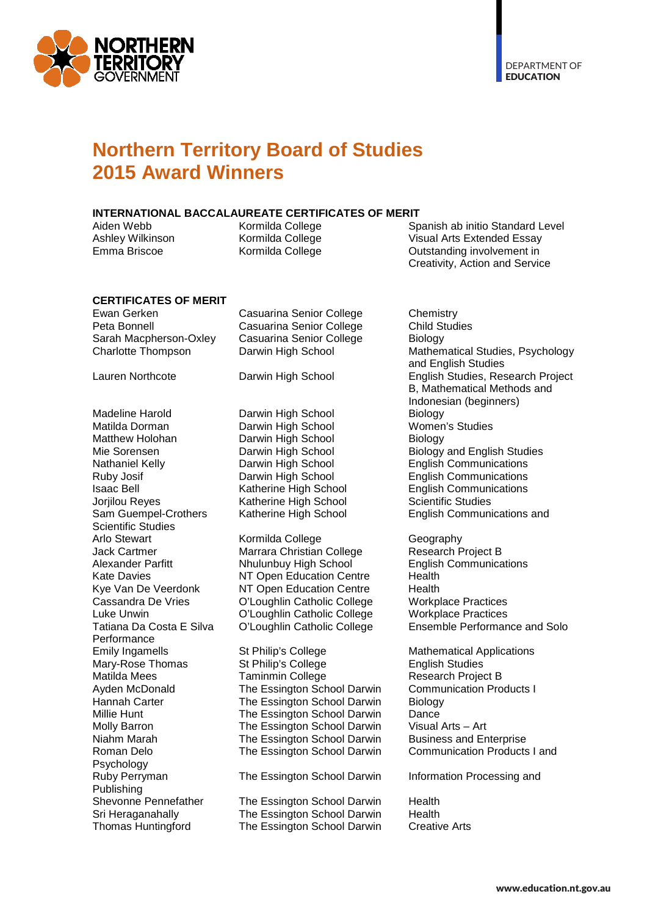NORTHERN TERRITORY GOVERNMENT

DEPARTMENT OF **EDUCATION**

# Northern Territory Board of Studies 2015 Award Winners

## INTERNATIONAL BACCALAUREATE CERTIFICATES OF MERIT

| Name | School | Subject |
|---|---|---|
| Aiden Webb | Kormilda College | Spanish ab initio Standard Level |
| Ashley Wilkinson | Kormilda College | Visual Arts Extended Essay |
| Emma Briscoe | Kormilda College | Outstanding involvement in Creativity, Action and Service |

## CERTIFICATES OF MERIT

| Name | School | Subject |
|---|---|---|
| Ewan Gerken | Casuarina Senior College | Chemistry |
| Peta Bonnell | Casuarina Senior College | Child Studies |
| Sarah Macpherson-Oxley | Casuarina Senior College | Biology |
| Charlotte Thompson | Darwin High School | Mathematical Studies, Psychology and English Studies |
| Lauren Northcote | Darwin High School | English Studies, Research Project B, Mathematical Methods and Indonesian (beginners) |
| Madeline Harold | Darwin High School | Biology |
| Matilda Dorman | Darwin High School | Women's Studies |
| Matthew Holohan | Darwin High School | Biology |
| Mie Sorensen | Darwin High School | Biology and English Studies |
| Nathaniel Kelly | Darwin High School | English Communications |
| Ruby Josif | Darwin High School | English Communications |
| Isaac Bell | Katherine High School | English Communications |
| Jorjilou Reyes | Katherine High School | Scientific Studies |
| Sam Guempel-Crothers | Katherine High School | English Communications and Scientific Studies |
| Arlo Stewart | Kormilda College | Geography |
| Jack Cartmer | Marrara Christian College | Research Project B |
| Alexander Parfitt | Nhulunbuy High School | English Communications |
| Kate Davies | NT Open Education Centre | Health |
| Kye Van De Veerdonk | NT Open Education Centre | Health |
| Cassandra De Vries | O'Loughlin Catholic College | Workplace Practices |
| Luke Unwin | O'Loughlin Catholic College | Workplace Practices |
| Tatiana Da Costa E Silva | O'Loughlin Catholic College | Ensemble Performance and Solo Performance |
| Emily Ingamells | St Philip's College | Mathematical Applications |
| Mary-Rose Thomas | St Philip's College | English Studies |
| Matilda Mees | Taminmin College | Research Project B |
| Ayden McDonald | The Essington School Darwin | Communication Products I |
| Hannah Carter | The Essington School Darwin | Biology |
| Millie Hunt | The Essington School Darwin | Dance |
| Molly Barron | The Essington School Darwin | Visual Arts – Art |
| Niahm Marah | The Essington School Darwin | Business and Enterprise |
| Roman Delo | The Essington School Darwin | Communication Products I and Psychology |
| Ruby Perryman | The Essington School Darwin | Information Processing and Publishing |
| Shevonne Pennefather | The Essington School Darwin | Health |
| Sri Heraganahally | The Essington School Darwin | Health |
| Thomas Huntingford | The Essington School Darwin | Creative Arts |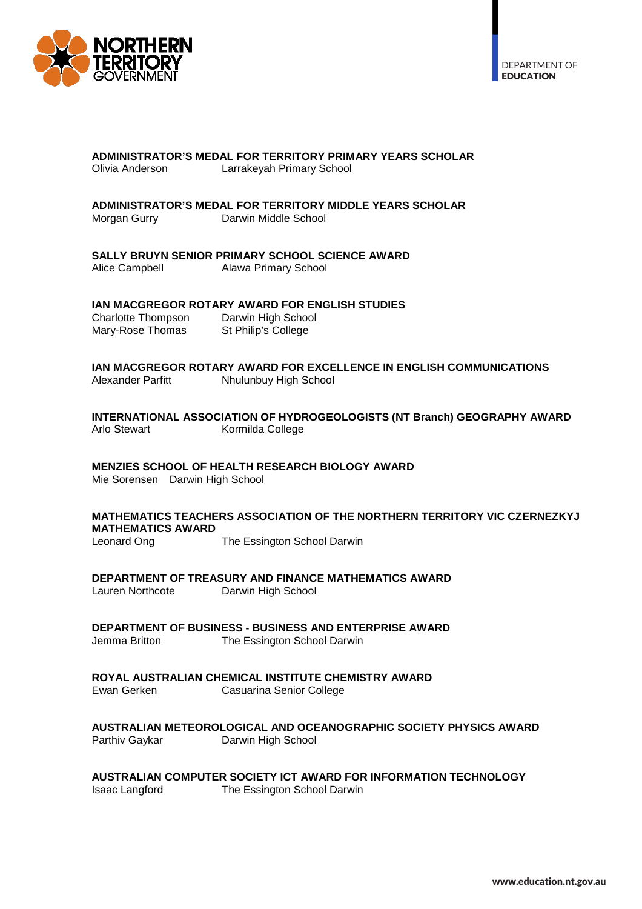**ADMINISTRATOR'S MEDAL FOR TERRITORY PRIMARY YEARS SCHOLAR**
Olivia Anderson — Larrakeyah Primary School

**ADMINISTRATOR'S MEDAL FOR TERRITORY MIDDLE YEARS SCHOLAR**
Morgan Gurry — Darwin Middle School

**SALLY BRUYN SENIOR PRIMARY SCHOOL SCIENCE AWARD**
Alice Campbell — Alawa Primary School

**IAN MACGREGOR ROTARY AWARD FOR ENGLISH STUDIES**
Charlotte Thompson — Darwin High School
Mary-Rose Thomas — St Philip's College

**IAN MACGREGOR ROTARY AWARD FOR EXCELLENCE IN ENGLISH COMMUNICATIONS**
Alexander Parfitt — Nhulunbuy High School

**INTERNATIONAL ASSOCIATION OF HYDROGEOLOGISTS (NT Branch) GEOGRAPHY AWARD**
Arlo Stewart — Kormilda College

**MENZIES SCHOOL OF HEALTH RESEARCH BIOLOGY AWARD**
Mie Sorensen — Darwin High School

**MATHEMATICS TEACHERS ASSOCIATION OF THE NORTHERN TERRITORY VIC CZERNEZKYJ MATHEMATICS AWARD**
Leonard Ong — The Essington School Darwin

**DEPARTMENT OF TREASURY AND FINANCE MATHEMATICS AWARD**
Lauren Northcote — Darwin High School

**DEPARTMENT OF BUSINESS - BUSINESS AND ENTERPRISE AWARD**
Jemma Britton — The Essington School Darwin

**ROYAL AUSTRALIAN CHEMICAL INSTITUTE CHEMISTRY AWARD**
Ewan Gerken — Casuarina Senior College

**AUSTRALIAN METEOROLOGICAL AND OCEANOGRAPHIC SOCIETY PHYSICS AWARD**
Parthiv Gaykar — Darwin High School

**AUSTRALIAN COMPUTER SOCIETY ICT AWARD FOR INFORMATION TECHNOLOGY**
Isaac Langford — The Essington School Darwin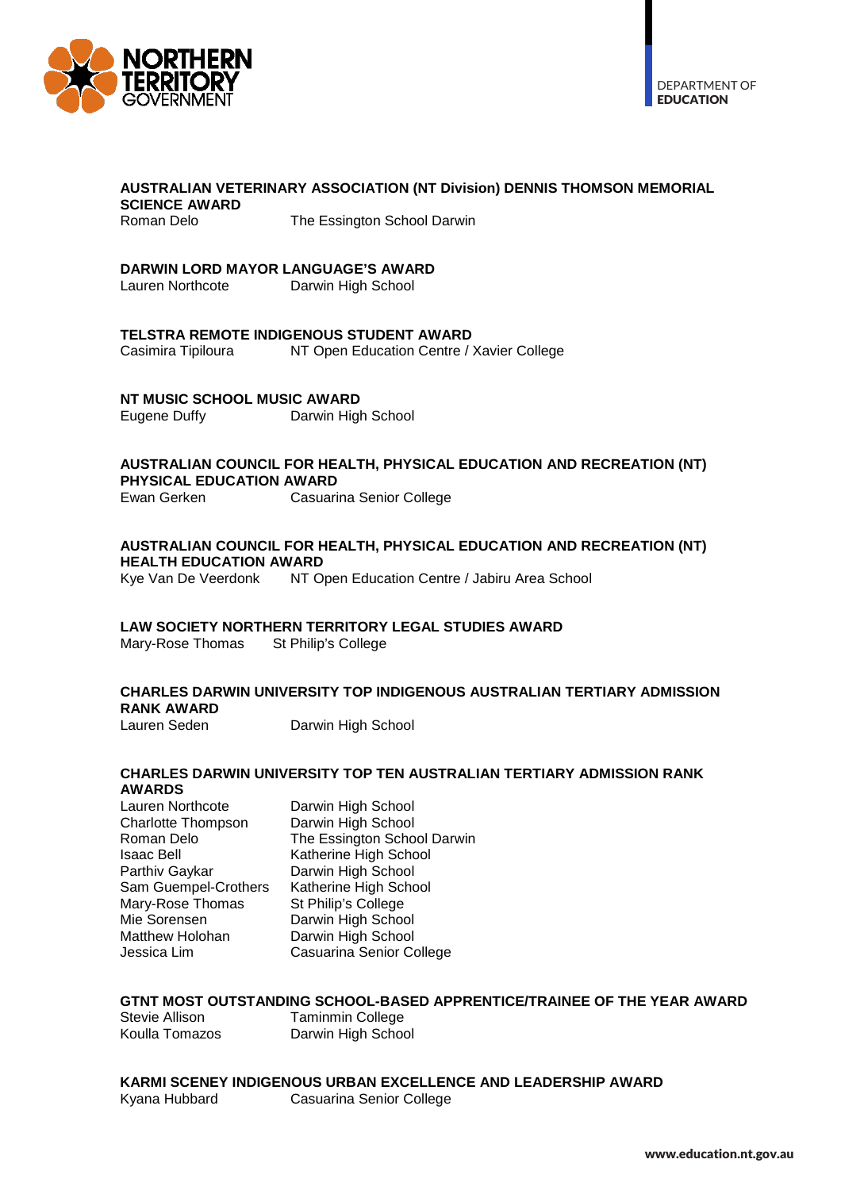**AUSTRALIAN VETERINARY ASSOCIATION (NT Division) DENNIS THOMSON MEMORIAL SCIENCE AWARD**

Roman Delo — The Essington School Darwin

**DARWIN LORD MAYOR LANGUAGE'S AWARD**

Lauren Northcote — Darwin High School

**TELSTRA REMOTE INDIGENOUS STUDENT AWARD**

Casimira Tipiloura — NT Open Education Centre / Xavier College

**NT MUSIC SCHOOL MUSIC AWARD**

Eugene Duffy — Darwin High School

**AUSTRALIAN COUNCIL FOR HEALTH, PHYSICAL EDUCATION AND RECREATION (NT) PHYSICAL EDUCATION AWARD**

Ewan Gerken — Casuarina Senior College

**AUSTRALIAN COUNCIL FOR HEALTH, PHYSICAL EDUCATION AND RECREATION (NT) HEALTH EDUCATION AWARD**

Kye Van De Veerdonk — NT Open Education Centre / Jabiru Area School

**LAW SOCIETY NORTHERN TERRITORY LEGAL STUDIES AWARD**

Mary-Rose Thomas — St Philip's College

**CHARLES DARWIN UNIVERSITY TOP INDIGENOUS AUSTRALIAN TERTIARY ADMISSION RANK AWARD**

Lauren Seden — Darwin High School

**CHARLES DARWIN UNIVERSITY TOP TEN AUSTRALIAN TERTIARY ADMISSION RANK AWARDS**

| Name | School |
|---|---|
| Lauren Northcote | Darwin High School |
| Charlotte Thompson | Darwin High School |
| Roman Delo | The Essington School Darwin |
| Isaac Bell | Katherine High School |
| Parthiv Gaykar | Darwin High School |
| Sam Guempel-Crothers | Katherine High School |
| Mary-Rose Thomas | St Philip's College |
| Mie Sorensen | Darwin High School |
| Matthew Holohan | Darwin High School |
| Jessica Lim | Casuarina Senior College |

**GTNT MOST OUTSTANDING SCHOOL-BASED APPRENTICE/TRAINEE OF THE YEAR AWARD**

| Name | School |
|---|---|
| Stevie Allison | Taminmin College |
| Koulla Tomazos | Darwin High School |

**KARMI SCENEY INDIGENOUS URBAN EXCELLENCE AND LEADERSHIP AWARD**

Kyana Hubbard — Casuarina Senior College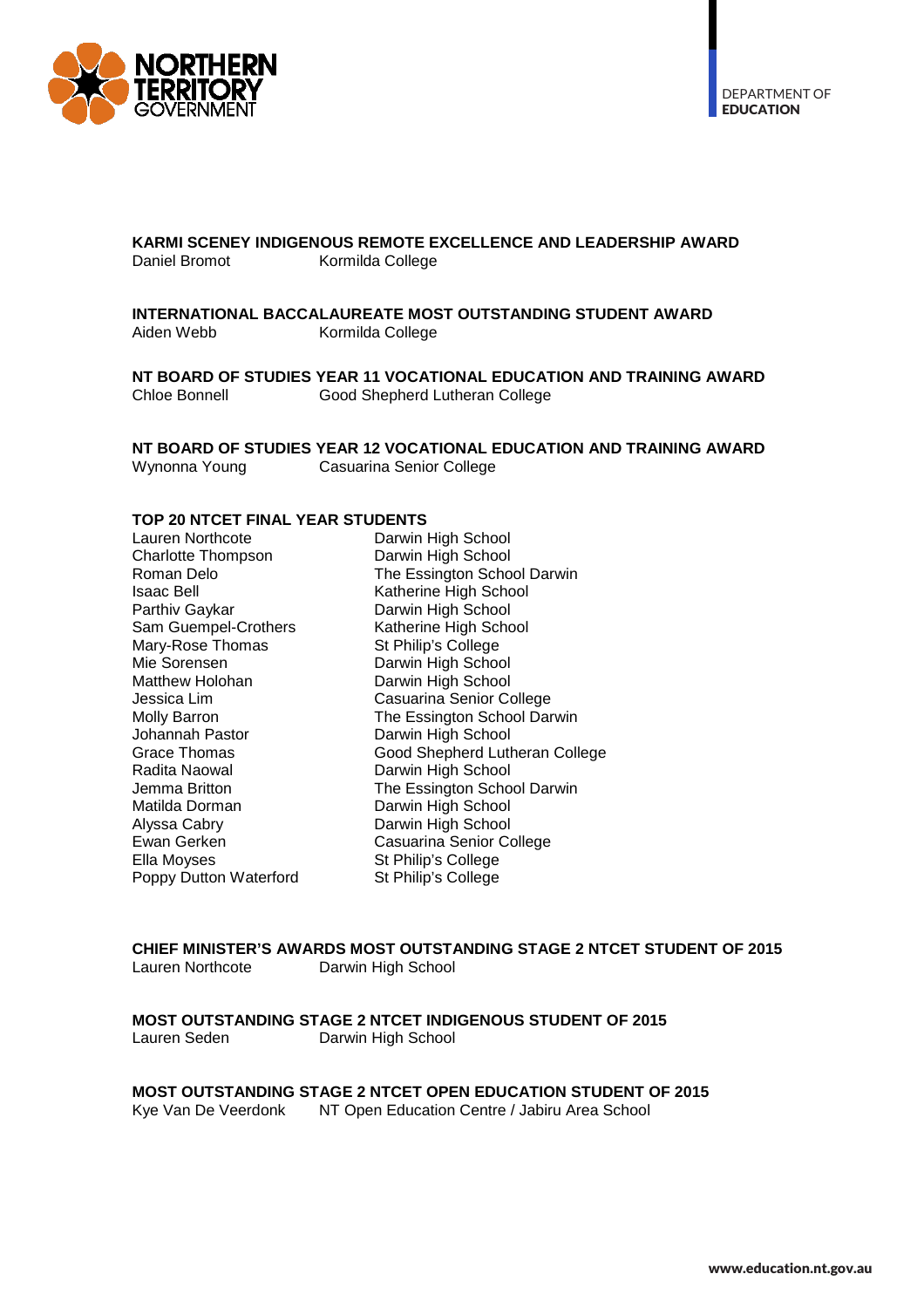### KARMI SCENEY INDIGENOUS REMOTE EXCELLENCE AND LEADERSHIP AWARD

Daniel Bromot Kormilda College

### INTERNATIONAL BACCALAUREATE MOST OUTSTANDING STUDENT AWARD

Aiden Webb Kormilda College

### NT BOARD OF STUDIES YEAR 11 VOCATIONAL EDUCATION AND TRAINING AWARD

Chloe Bonnell Good Shepherd Lutheran College

### NT BOARD OF STUDIES YEAR 12 VOCATIONAL EDUCATION AND TRAINING AWARD

Wynonna Young Casuarina Senior College

### TOP 20 NTCET FINAL YEAR STUDENTS

| | |
|---|---|
| Lauren Northcote | Darwin High School |
| Charlotte Thompson | Darwin High School |
| Roman Delo | The Essington School Darwin |
| Isaac Bell | Katherine High School |
| Parthiv Gaykar | Darwin High School |
| Sam Guempel-Crothers | Katherine High School |
| Mary-Rose Thomas | St Philip's College |
| Mie Sorensen | Darwin High School |
| Matthew Holohan | Darwin High School |
| Jessica Lim | Casuarina Senior College |
| Molly Barron | The Essington School Darwin |
| Johannah Pastor | Darwin High School |
| Grace Thomas | Good Shepherd Lutheran College |
| Radita Naowal | Darwin High School |
| Jemma Britton | The Essington School Darwin |
| Matilda Dorman | Darwin High School |
| Alyssa Cabry | Darwin High School |
| Ewan Gerken | Casuarina Senior College |
| Ella Moyses | St Philip's College |
| Poppy Dutton Waterford | St Philip's College |

### CHIEF MINISTER'S AWARDS MOST OUTSTANDING STAGE 2 NTCET STUDENT OF 2015

Lauren Northcote Darwin High School

### MOST OUTSTANDING STAGE 2 NTCET INDIGENOUS STUDENT OF 2015

Lauren Seden Darwin High School

### MOST OUTSTANDING STAGE 2 NTCET OPEN EDUCATION STUDENT OF 2015

Kye Van De Veerdonk NT Open Education Centre / Jabiru Area School